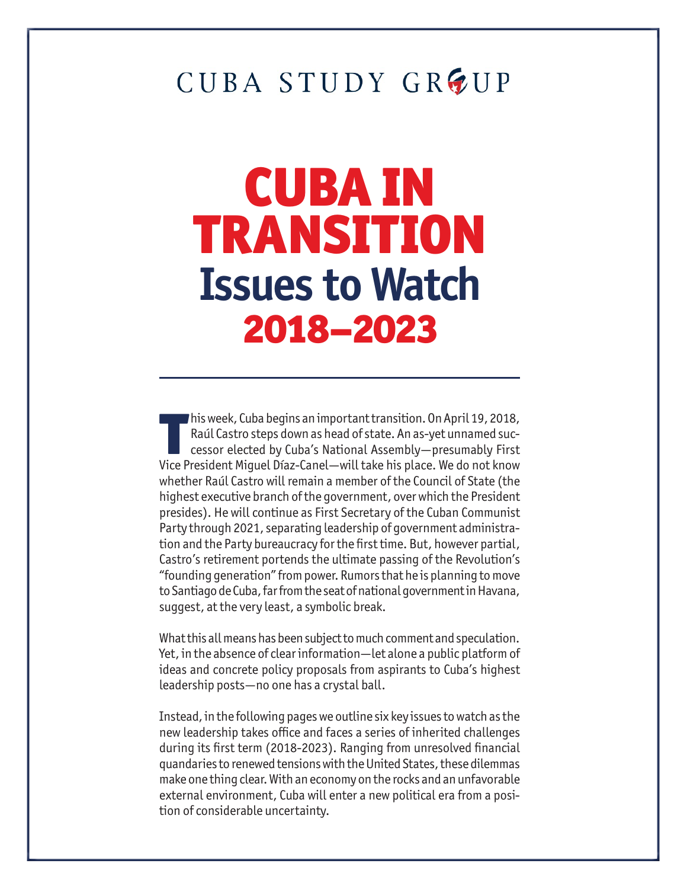CUBA STUDY GROUP

# CUBA IN TRANSITION
## Issues to Watch
## 2018–2023

This week, Cuba begins an important transition. On April 19, 2018, Raúl Castro steps down as head of state. An as-yet unnamed successor elected by Cuba's National Assembly—presumably First Vice President Miguel Díaz-Canel—will take his place. We do not know whether Raúl Castro will remain a member of the Council of State (the highest executive branch of the government, over which the President presides). He will continue as First Secretary of the Cuban Communist Party through 2021, separating leadership of government administration and the Party bureaucracy for the first time. But, however partial, Castro's retirement portends the ultimate passing of the Revolution's "founding generation" from power. Rumors that he is planning to move to Santiago de Cuba, far from the seat of national government in Havana, suggest, at the very least, a symbolic break.

What this all means has been subject to much comment and speculation. Yet, in the absence of clear information—let alone a public platform of ideas and concrete policy proposals from aspirants to Cuba's highest leadership posts—no one has a crystal ball.

Instead, in the following pages we outline six key issues to watch as the new leadership takes office and faces a series of inherited challenges during its first term (2018-2023). Ranging from unresolved financial quandaries to renewed tensions with the United States, these dilemmas make one thing clear. With an economy on the rocks and an unfavorable external environment, Cuba will enter a new political era from a position of considerable uncertainty.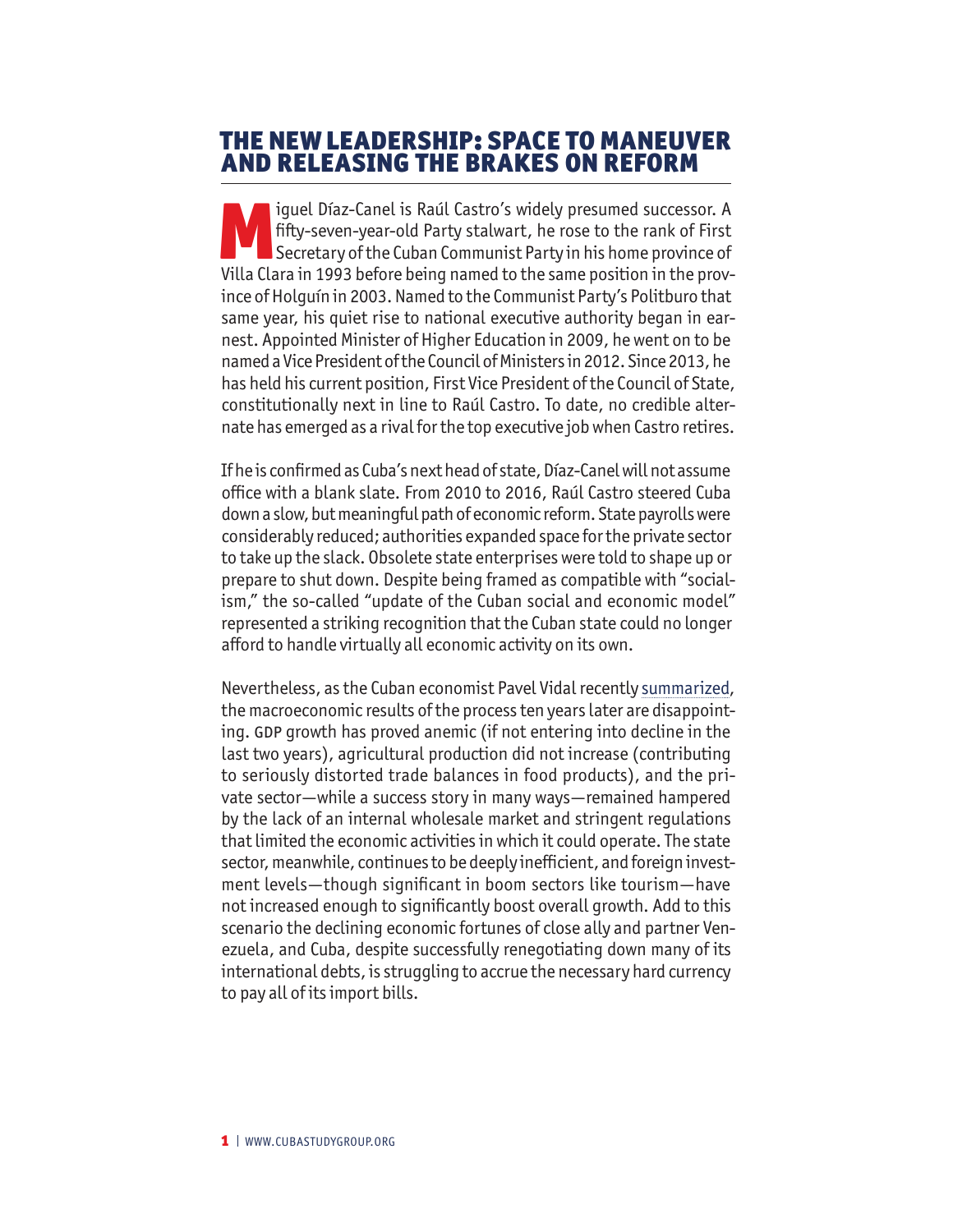## THE NEW LEADERSHIP: SPACE TO MANEUVER AND RELEASING THE BRAKES ON REFORM

Miguel Díaz-Canel is Raúl Castro's widely presumed successor. A fifty-seven-year-old Party stalwart, he rose to the rank of First Secretary of the Cuban Communist Party in his home province of Villa Clara in 1993 before being named to the same position in the province of Holguín in 2003. Named to the Communist Party's Politburo that same year, his quiet rise to national executive authority began in earnest. Appointed Minister of Higher Education in 2009, he went on to be named a Vice President of the Council of Ministers in 2012. Since 2013, he has held his current position, First Vice President of the Council of State, constitutionally next in line to Raúl Castro. To date, no credible alternate has emerged as a rival for the top executive job when Castro retires.

If he is confirmed as Cuba's next head of state, Díaz-Canel will not assume office with a blank slate. From 2010 to 2016, Raúl Castro steered Cuba down a slow, but meaningful path of economic reform. State payrolls were considerably reduced; authorities expanded space for the private sector to take up the slack. Obsolete state enterprises were told to shape up or prepare to shut down. Despite being framed as compatible with "socialism," the so-called "update of the Cuban social and economic model" represented a striking recognition that the Cuban state could no longer afford to handle virtually all economic activity on its own.

Nevertheless, as the Cuban economist Pavel Vidal recently summarized, the macroeconomic results of the process ten years later are disappointing. GDP growth has proved anemic (if not entering into decline in the last two years), agricultural production did not increase (contributing to seriously distorted trade balances in food products), and the private sector—while a success story in many ways—remained hampered by the lack of an internal wholesale market and stringent regulations that limited the economic activities in which it could operate. The state sector, meanwhile, continues to be deeply inefficient, and foreign investment levels—though significant in boom sectors like tourism—have not increased enough to significantly boost overall growth. Add to this scenario the declining economic fortunes of close ally and partner Venezuela, and Cuba, despite successfully renegotiating down many of its international debts, is struggling to accrue the necessary hard currency to pay all of its import bills.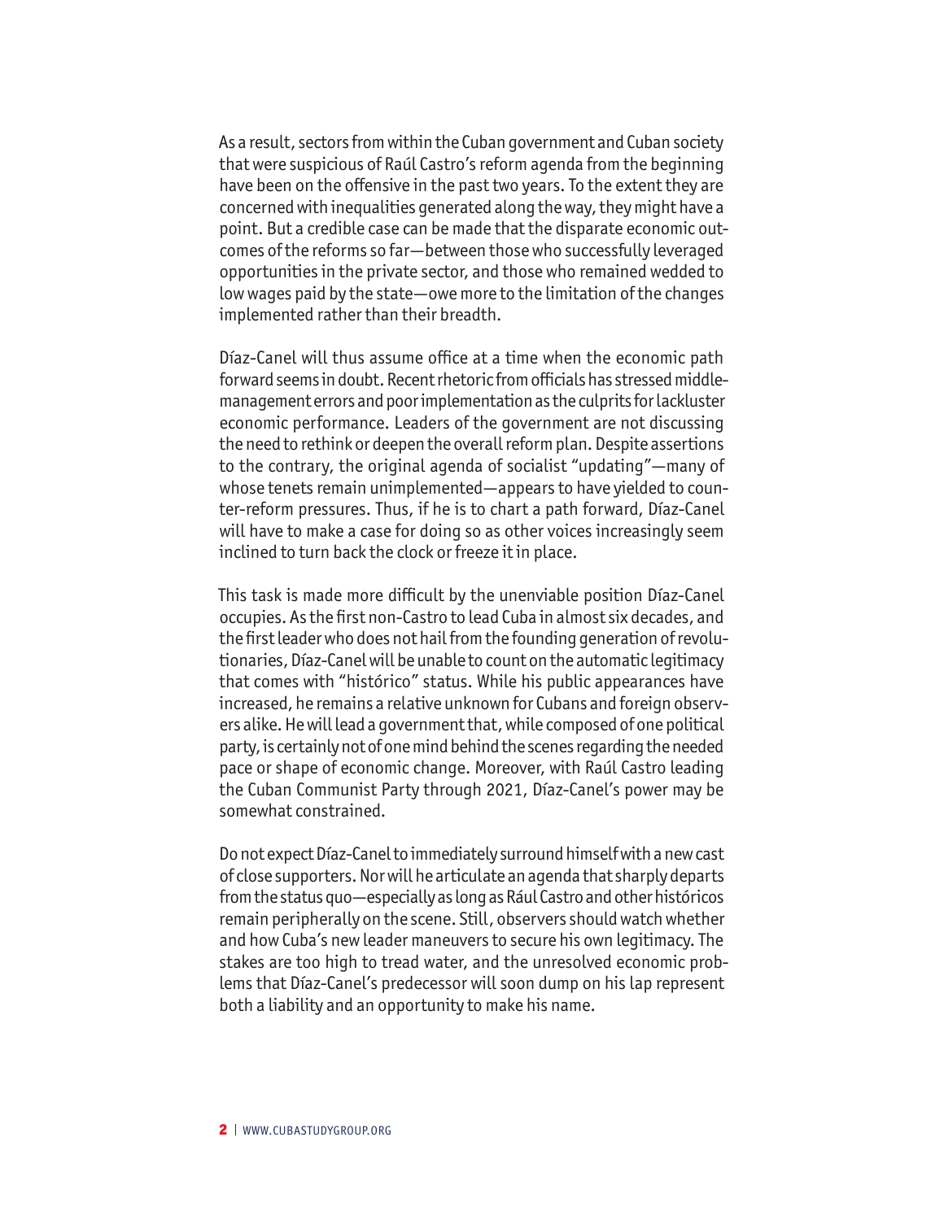As a result, sectors from within the Cuban government and Cuban society that were suspicious of Raúl Castro's reform agenda from the beginning have been on the offensive in the past two years. To the extent they are concerned with inequalities generated along the way, they might have a point. But a credible case can be made that the disparate economic outcomes of the reforms so far—between those who successfully leveraged opportunities in the private sector, and those who remained wedded to low wages paid by the state—owe more to the limitation of the changes implemented rather than their breadth.

Díaz-Canel will thus assume office at a time when the economic path forward seems in doubt. Recent rhetoric from officials has stressed middle-management errors and poor implementation as the culprits for lackluster economic performance. Leaders of the government are not discussing the need to rethink or deepen the overall reform plan. Despite assertions to the contrary, the original agenda of socialist "updating"—many of whose tenets remain unimplemented—appears to have yielded to counter-reform pressures. Thus, if he is to chart a path forward, Díaz-Canel will have to make a case for doing so as other voices increasingly seem inclined to turn back the clock or freeze it in place.

This task is made more difficult by the unenviable position Díaz-Canel occupies. As the first non-Castro to lead Cuba in almost six decades, and the first leader who does not hail from the founding generation of revolutionaries, Díaz-Canel will be unable to count on the automatic legitimacy that comes with "histórico" status. While his public appearances have increased, he remains a relative unknown for Cubans and foreign observers alike. He will lead a government that, while composed of one political party, is certainly not of one mind behind the scenes regarding the needed pace or shape of economic change. Moreover, with Raúl Castro leading the Cuban Communist Party through 2021, Díaz-Canel's power may be somewhat constrained.

Do not expect Díaz-Canel to immediately surround himself with a new cast of close supporters. Nor will he articulate an agenda that sharply departs from the status quo—especially as long as Rául Castro and other históricos remain peripherally on the scene. Still, observers should watch whether and how Cuba's new leader maneuvers to secure his own legitimacy. The stakes are too high to tread water, and the unresolved economic problems that Díaz-Canel's predecessor will soon dump on his lap represent both a liability and an opportunity to make his name.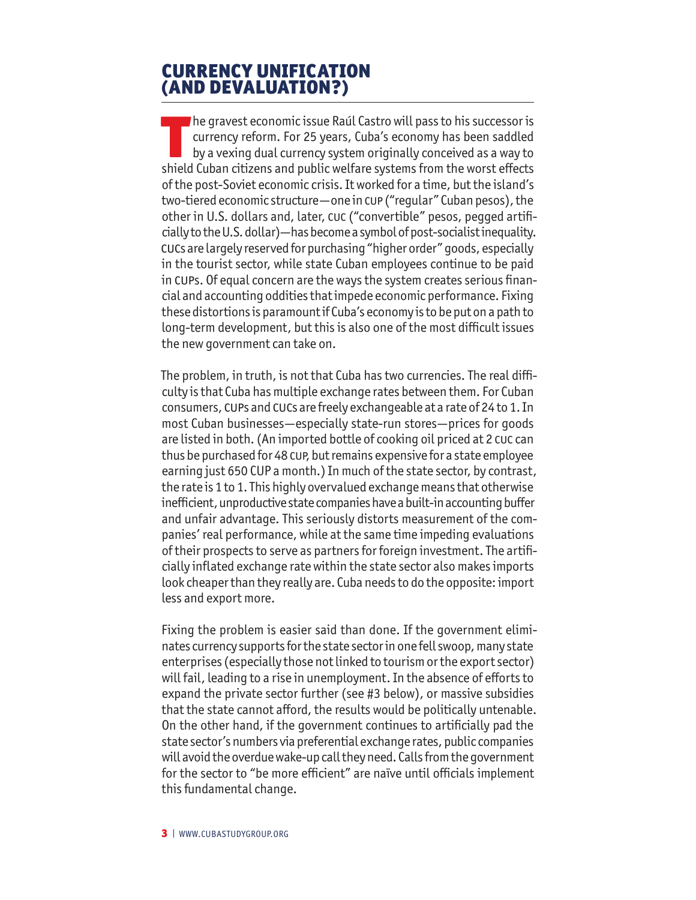## CURRENCY UNIFICATION (AND DEVALUATION?)

The gravest economic issue Raúl Castro will pass to his successor is currency reform. For 25 years, Cuba's economy has been saddled by a vexing dual currency system originally conceived as a way to shield Cuban citizens and public welfare systems from the worst effects of the post-Soviet economic crisis. It worked for a time, but the island's two-tiered economic structure—one in CUP ("regular" Cuban pesos), the other in U.S. dollars and, later, CUC ("convertible" pesos, pegged artificially to the U.S. dollar)—has become a symbol of post-socialist inequality. CUCs are largely reserved for purchasing "higher order" goods, especially in the tourist sector, while state Cuban employees continue to be paid in CUPs. Of equal concern are the ways the system creates serious financial and accounting oddities that impede economic performance. Fixing these distortions is paramount if Cuba's economy is to be put on a path to long-term development, but this is also one of the most difficult issues the new government can take on.

The problem, in truth, is not that Cuba has two currencies. The real difficulty is that Cuba has multiple exchange rates between them. For Cuban consumers, CUPs and CUCs are freely exchangeable at a rate of 24 to 1. In most Cuban businesses—especially state-run stores—prices for goods are listed in both. (An imported bottle of cooking oil priced at 2 CUC can thus be purchased for 48 CUP, but remains expensive for a state employee earning just 650 CUP a month.) In much of the state sector, by contrast, the rate is 1 to 1. This highly overvalued exchange means that otherwise inefficient, unproductive state companies have a built-in accounting buffer and unfair advantage. This seriously distorts measurement of the companies' real performance, while at the same time impeding evaluations of their prospects to serve as partners for foreign investment. The artificially inflated exchange rate within the state sector also makes imports look cheaper than they really are. Cuba needs to do the opposite: import less and export more.

Fixing the problem is easier said than done. If the government eliminates currency supports for the state sector in one fell swoop, many state enterprises (especially those not linked to tourism or the export sector) will fail, leading to a rise in unemployment. In the absence of efforts to expand the private sector further (see #3 below), or massive subsidies that the state cannot afford, the results would be politically untenable. On the other hand, if the government continues to artificially pad the state sector's numbers via preferential exchange rates, public companies will avoid the overdue wake-up call they need. Calls from the government for the sector to "be more efficient" are naïve until officials implement this fundamental change.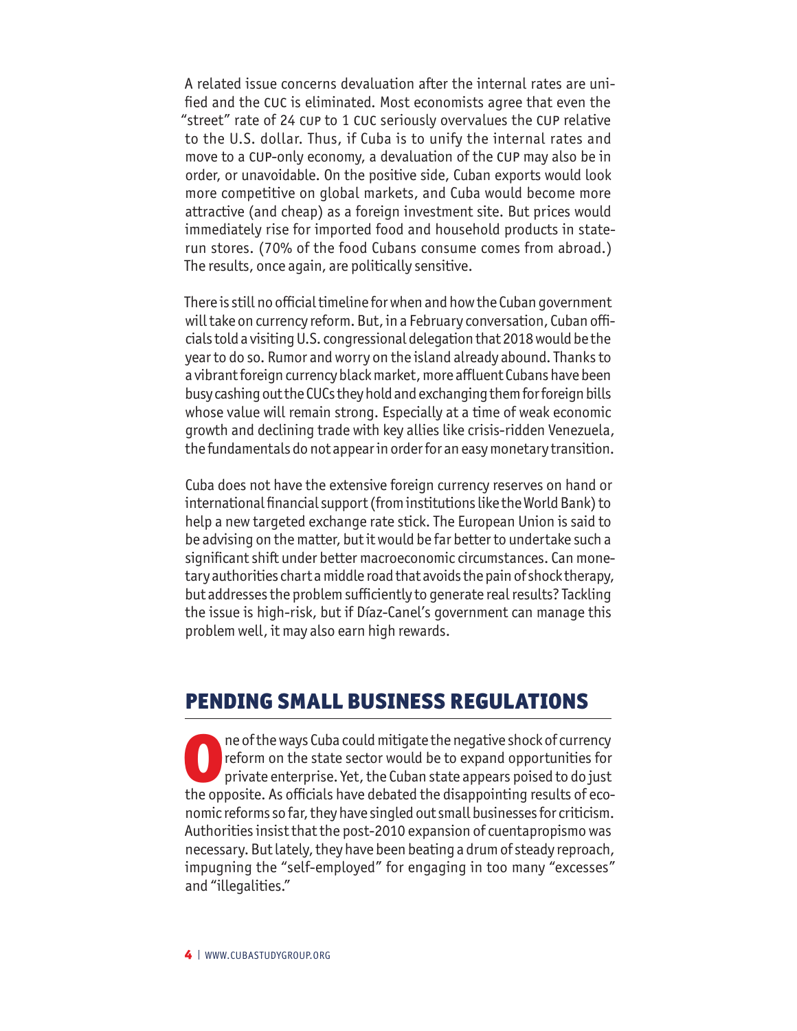A related issue concerns devaluation after the internal rates are unified and the CUC is eliminated. Most economists agree that even the "street" rate of 24 CUP to 1 CUC seriously overvalues the CUP relative to the U.S. dollar. Thus, if Cuba is to unify the internal rates and move to a CUP-only economy, a devaluation of the CUP may also be in order, or unavoidable. On the positive side, Cuban exports would look more competitive on global markets, and Cuba would become more attractive (and cheap) as a foreign investment site. But prices would immediately rise for imported food and household products in state-run stores. (70% of the food Cubans consume comes from abroad.) The results, once again, are politically sensitive.

There is still no official timeline for when and how the Cuban government will take on currency reform. But, in a February conversation, Cuban officials told a visiting U.S. congressional delegation that 2018 would be the year to do so. Rumor and worry on the island already abound. Thanks to a vibrant foreign currency black market, more affluent Cubans have been busy cashing out the CUCs they hold and exchanging them for foreign bills whose value will remain strong. Especially at a time of weak economic growth and declining trade with key allies like crisis-ridden Venezuela, the fundamentals do not appear in order for an easy monetary transition.

Cuba does not have the extensive foreign currency reserves on hand or international financial support (from institutions like the World Bank) to help a new targeted exchange rate stick. The European Union is said to be advising on the matter, but it would be far better to undertake such a significant shift under better macroeconomic circumstances. Can monetary authorities chart a middle road that avoids the pain of shock therapy, but addresses the problem sufficiently to generate real results? Tackling the issue is high-risk, but if Díaz-Canel's government can manage this problem well, it may also earn high rewards.

## PENDING SMALL BUSINESS REGULATIONS

One of the ways Cuba could mitigate the negative shock of currency reform on the state sector would be to expand opportunities for private enterprise. Yet, the Cuban state appears poised to do just the opposite. As officials have debated the disappointing results of economic reforms so far, they have singled out small businesses for criticism. Authorities insist that the post-2010 expansion of cuentapropismo was necessary. But lately, they have been beating a drum of steady reproach, impugning the "self-employed" for engaging in too many "excesses" and "illegalities."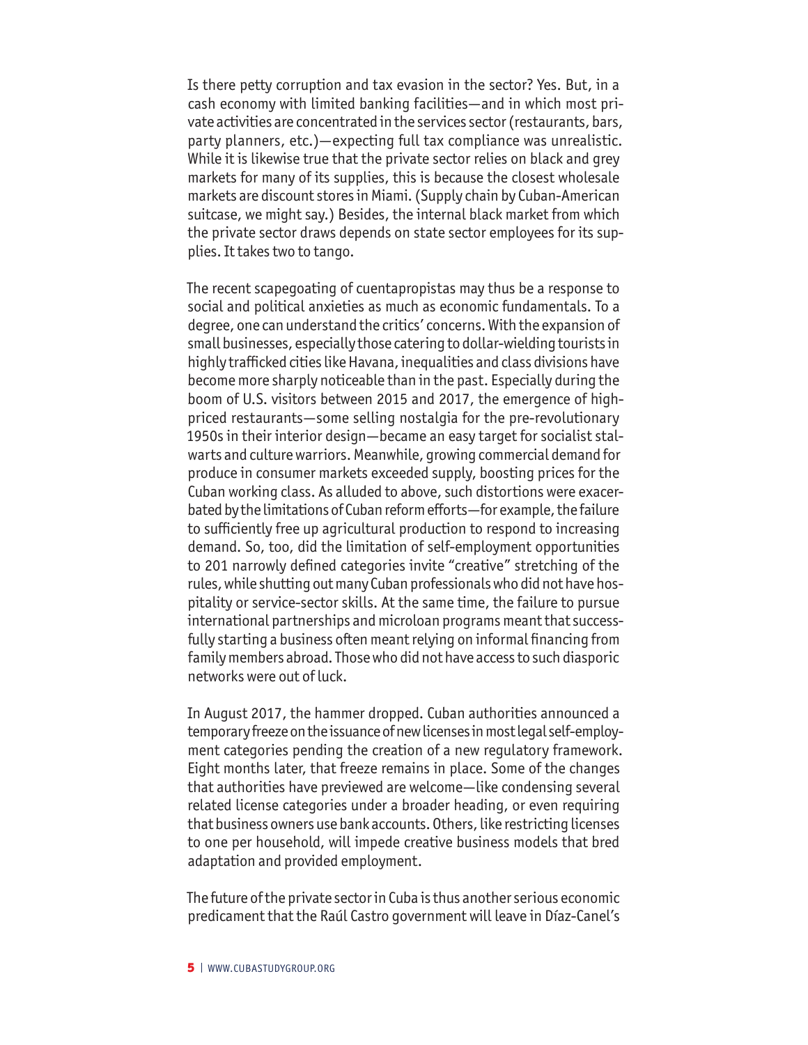Is there petty corruption and tax evasion in the sector? Yes. But, in a cash economy with limited banking facilities—and in which most private activities are concentrated in the services sector (restaurants, bars, party planners, etc.)—expecting full tax compliance was unrealistic. While it is likewise true that the private sector relies on black and grey markets for many of its supplies, this is because the closest wholesale markets are discount stores in Miami. (Supply chain by Cuban-American suitcase, we might say.) Besides, the internal black market from which the private sector draws depends on state sector employees for its supplies. It takes two to tango.

The recent scapegoating of cuentapropistas may thus be a response to social and political anxieties as much as economic fundamentals. To a degree, one can understand the critics' concerns. With the expansion of small businesses, especially those catering to dollar-wielding tourists in highly trafficked cities like Havana, inequalities and class divisions have become more sharply noticeable than in the past. Especially during the boom of U.S. visitors between 2015 and 2017, the emergence of high-priced restaurants—some selling nostalgia for the pre-revolutionary 1950s in their interior design—became an easy target for socialist stalwarts and culture warriors. Meanwhile, growing commercial demand for produce in consumer markets exceeded supply, boosting prices for the Cuban working class. As alluded to above, such distortions were exacerbated by the limitations of Cuban reform efforts—for example, the failure to sufficiently free up agricultural production to respond to increasing demand. So, too, did the limitation of self-employment opportunities to 201 narrowly defined categories invite "creative" stretching of the rules, while shutting out many Cuban professionals who did not have hospitality or service-sector skills. At the same time, the failure to pursue international partnerships and microloan programs meant that successfully starting a business often meant relying on informal financing from family members abroad. Those who did not have access to such diasporic networks were out of luck.

In August 2017, the hammer dropped. Cuban authorities announced a temporary freeze on the issuance of new licenses in most legal self-employment categories pending the creation of a new regulatory framework. Eight months later, that freeze remains in place. Some of the changes that authorities have previewed are welcome—like condensing several related license categories under a broader heading, or even requiring that business owners use bank accounts. Others, like restricting licenses to one per household, will impede creative business models that bred adaptation and provided employment.

The future of the private sector in Cuba is thus another serious economic predicament that the Raúl Castro government will leave in Díaz-Canel's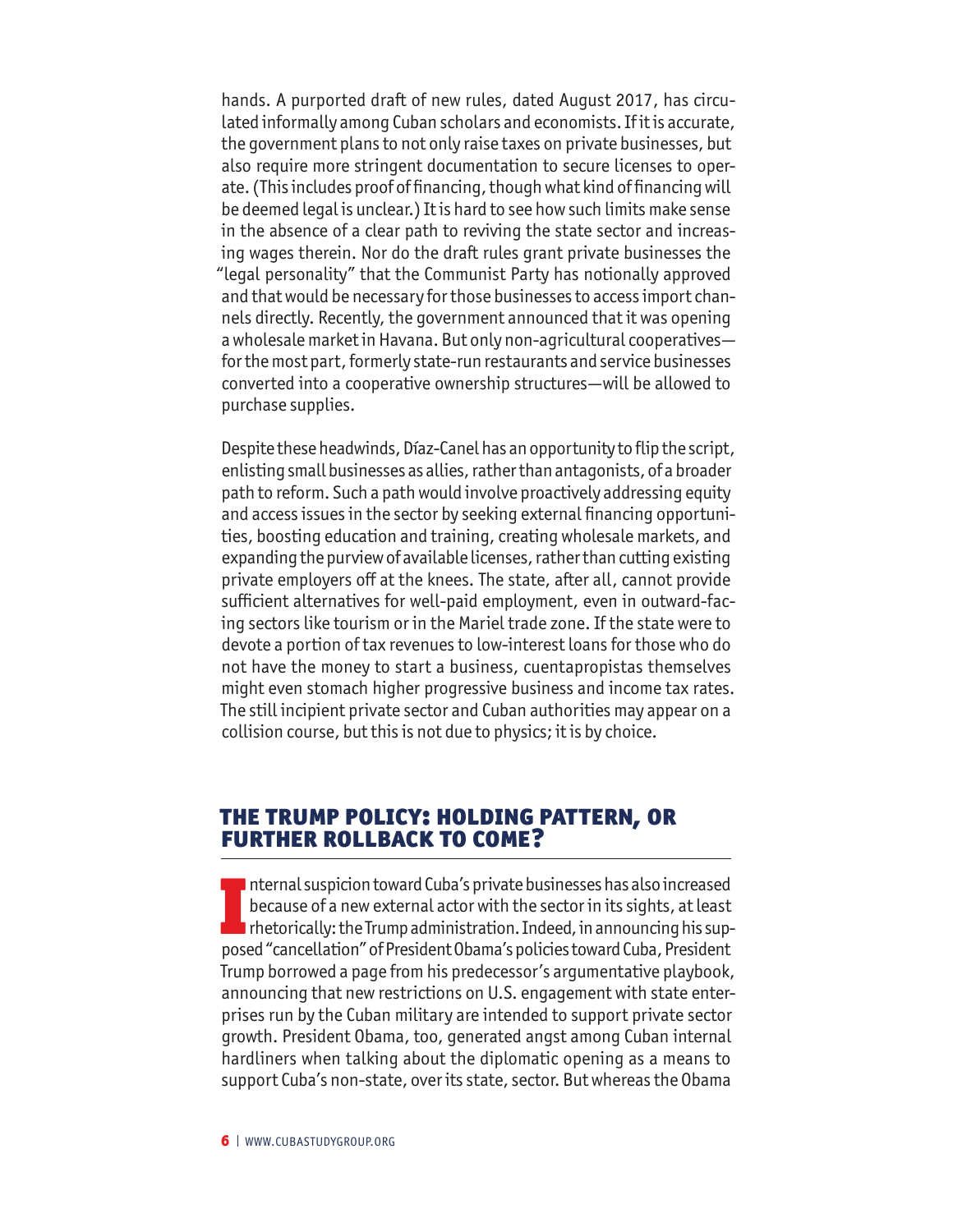hands. A purported draft of new rules, dated August 2017, has circulated informally among Cuban scholars and economists. If it is accurate, the government plans to not only raise taxes on private businesses, but also require more stringent documentation to secure licenses to operate. (This includes proof of financing, though what kind of financing will be deemed legal is unclear.) It is hard to see how such limits make sense in the absence of a clear path to reviving the state sector and increasing wages therein. Nor do the draft rules grant private businesses the "legal personality" that the Communist Party has notionally approved and that would be necessary for those businesses to access import channels directly. Recently, the government announced that it was opening a wholesale market in Havana. But only non-agricultural cooperatives—for the most part, formerly state-run restaurants and service businesses converted into a cooperative ownership structures—will be allowed to purchase supplies.

Despite these headwinds, Díaz-Canel has an opportunity to flip the script, enlisting small businesses as allies, rather than antagonists, of a broader path to reform. Such a path would involve proactively addressing equity and access issues in the sector by seeking external financing opportunities, boosting education and training, creating wholesale markets, and expanding the purview of available licenses, rather than cutting existing private employers off at the knees. The state, after all, cannot provide sufficient alternatives for well-paid employment, even in outward-facing sectors like tourism or in the Mariel trade zone. If the state were to devote a portion of tax revenues to low-interest loans for those who do not have the money to start a business, cuentapropistas themselves might even stomach higher progressive business and income tax rates. The still incipient private sector and Cuban authorities may appear on a collision course, but this is not due to physics; it is by choice.

## THE TRUMP POLICY: HOLDING PATTERN, OR FURTHER ROLLBACK TO COME?

Internal suspicion toward Cuba's private businesses has also increased because of a new external actor with the sector in its sights, at least rhetorically: the Trump administration. Indeed, in announcing his supposed "cancellation" of President Obama's policies toward Cuba, President Trump borrowed a page from his predecessor's argumentative playbook, announcing that new restrictions on U.S. engagement with state enterprises run by the Cuban military are intended to support private sector growth. President Obama, too, generated angst among Cuban internal hardliners when talking about the diplomatic opening as a means to support Cuba's non-state, over its state, sector. But whereas the Obama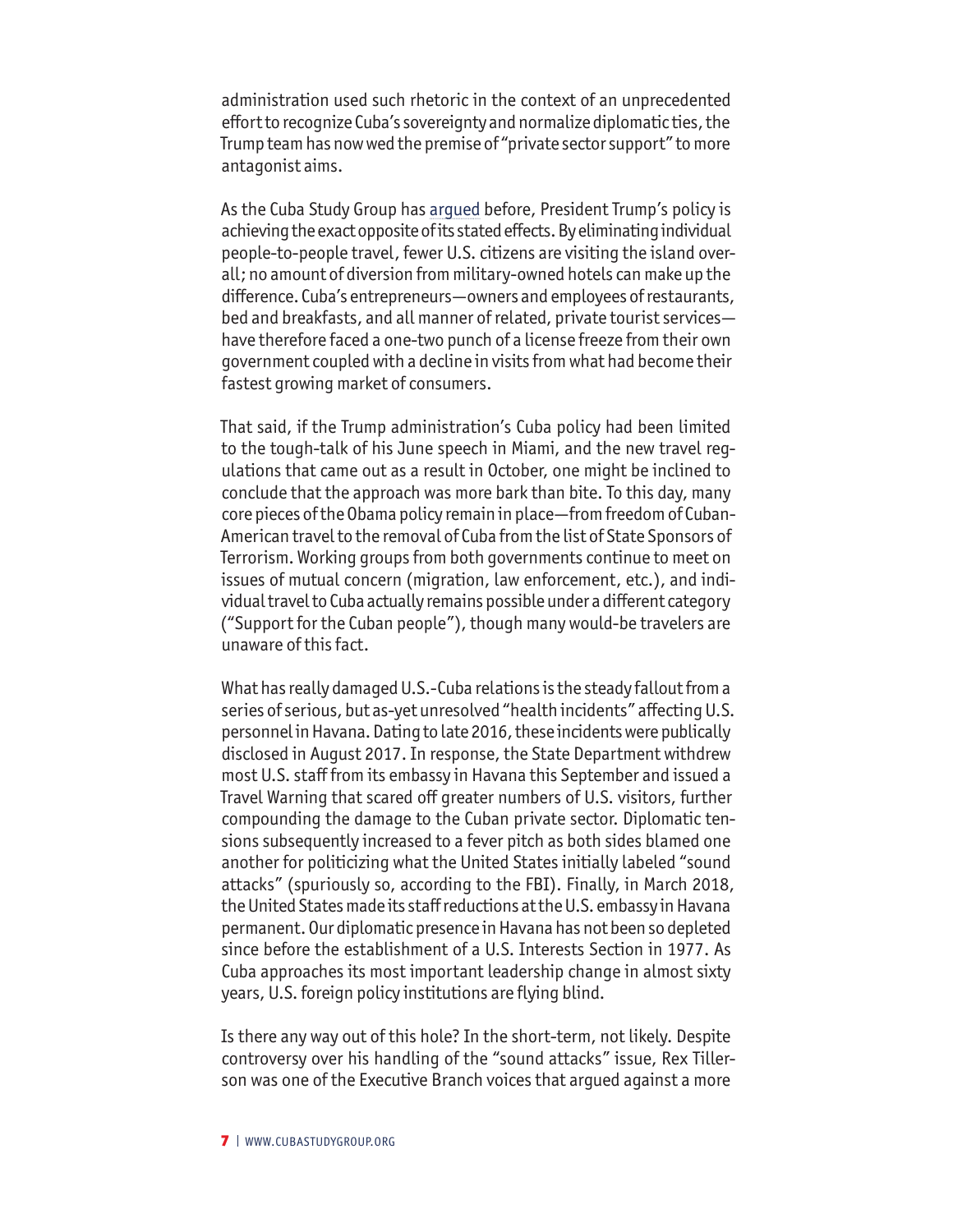administration used such rhetoric in the context of an unprecedented effort to recognize Cuba's sovereignty and normalize diplomatic ties, the Trump team has now wed the premise of "private sector support" to more antagonist aims.

As the Cuba Study Group has argued before, President Trump's policy is achieving the exact opposite of its stated effects. By eliminating individual people-to-people travel, fewer U.S. citizens are visiting the island overall; no amount of diversion from military-owned hotels can make up the difference. Cuba's entrepreneurs—owners and employees of restaurants, bed and breakfasts, and all manner of related, private tourist services—have therefore faced a one-two punch of a license freeze from their own government coupled with a decline in visits from what had become their fastest growing market of consumers.

That said, if the Trump administration's Cuba policy had been limited to the tough-talk of his June speech in Miami, and the new travel regulations that came out as a result in October, one might be inclined to conclude that the approach was more bark than bite. To this day, many core pieces of the Obama policy remain in place—from freedom of Cuban-American travel to the removal of Cuba from the list of State Sponsors of Terrorism. Working groups from both governments continue to meet on issues of mutual concern (migration, law enforcement, etc.), and individual travel to Cuba actually remains possible under a different category ("Support for the Cuban people"), though many would-be travelers are unaware of this fact.

What has really damaged U.S.-Cuba relations is the steady fallout from a series of serious, but as-yet unresolved "health incidents" affecting U.S. personnel in Havana. Dating to late 2016, these incidents were publically disclosed in August 2017. In response, the State Department withdrew most U.S. staff from its embassy in Havana this September and issued a Travel Warning that scared off greater numbers of U.S. visitors, further compounding the damage to the Cuban private sector. Diplomatic tensions subsequently increased to a fever pitch as both sides blamed one another for politicizing what the United States initially labeled "sound attacks" (spuriously so, according to the FBI). Finally, in March 2018, the United States made its staff reductions at the U.S. embassy in Havana permanent. Our diplomatic presence in Havana has not been so depleted since before the establishment of a U.S. Interests Section in 1977. As Cuba approaches its most important leadership change in almost sixty years, U.S. foreign policy institutions are flying blind.

Is there any way out of this hole? In the short-term, not likely. Despite controversy over his handling of the "sound attacks" issue, Rex Tillerson was one of the Executive Branch voices that argued against a more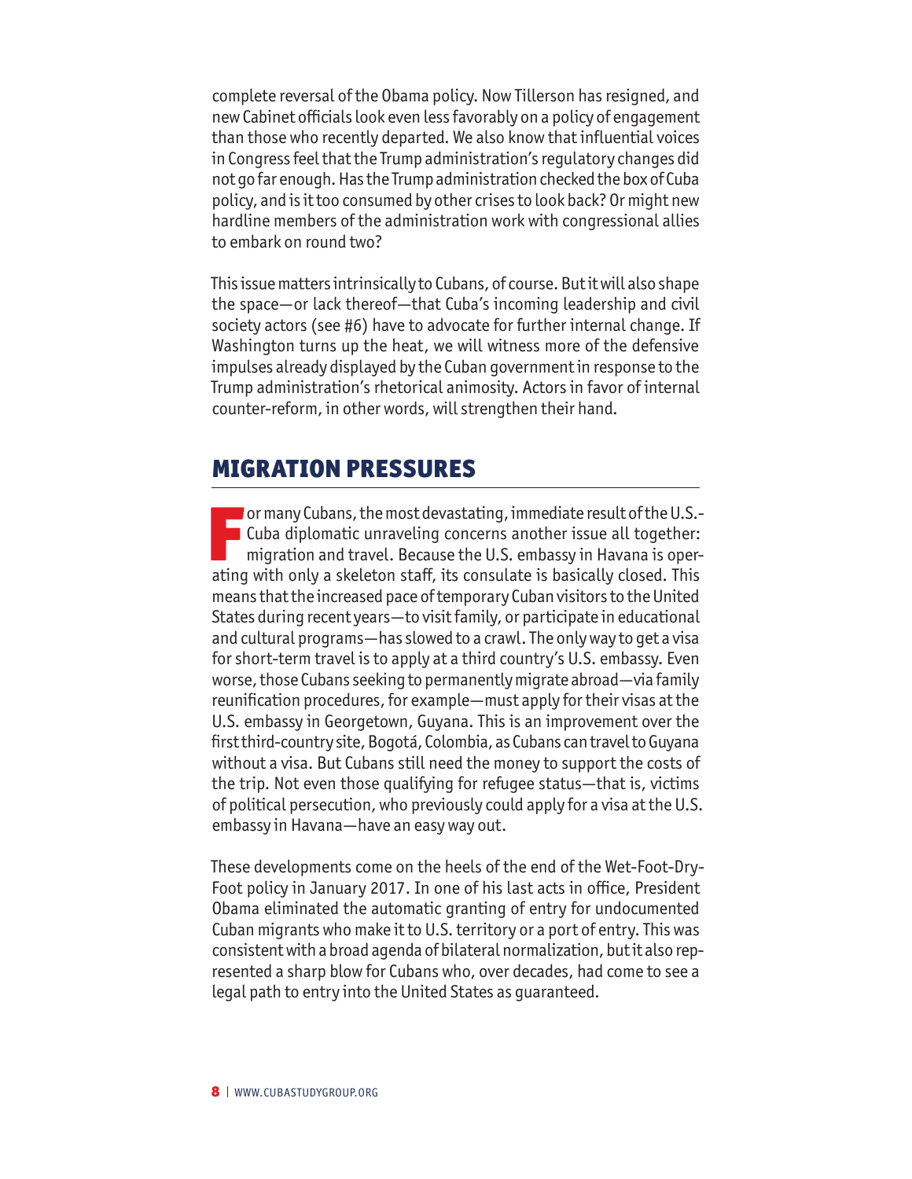complete reversal of the Obama policy. Now Tillerson has resigned, and new Cabinet officials look even less favorably on a policy of engagement than those who recently departed. We also know that influential voices in Congress feel that the Trump administration's regulatory changes did not go far enough. Has the Trump administration checked the box of Cuba policy, and is it too consumed by other crises to look back? Or might new hardline members of the administration work with congressional allies to embark on round two?

This issue matters intrinsically to Cubans, of course. But it will also shape the space—or lack thereof—that Cuba's incoming leadership and civil society actors (see #6) have to advocate for further internal change. If Washington turns up the heat, we will witness more of the defensive impulses already displayed by the Cuban government in response to the Trump administration's rhetorical animosity. Actors in favor of internal counter-reform, in other words, will strengthen their hand.

## MIGRATION PRESSURES

For many Cubans, the most devastating, immediate result of the U.S.-Cuba diplomatic unraveling concerns another issue all together: migration and travel. Because the U.S. embassy in Havana is operating with only a skeleton staff, its consulate is basically closed. This means that the increased pace of temporary Cuban visitors to the United States during recent years—to visit family, or participate in educational and cultural programs—has slowed to a crawl. The only way to get a visa for short-term travel is to apply at a third country's U.S. embassy. Even worse, those Cubans seeking to permanently migrate abroad—via family reunification procedures, for example—must apply for their visas at the U.S. embassy in Georgetown, Guyana. This is an improvement over the first third-country site, Bogotá, Colombia, as Cubans can travel to Guyana without a visa. But Cubans still need the money to support the costs of the trip. Not even those qualifying for refugee status—that is, victims of political persecution, who previously could apply for a visa at the U.S. embassy in Havana—have an easy way out.

These developments come on the heels of the end of the Wet-Foot-Dry-Foot policy in January 2017. In one of his last acts in office, President Obama eliminated the automatic granting of entry for undocumented Cuban migrants who make it to U.S. territory or a port of entry. This was consistent with a broad agenda of bilateral normalization, but it also represented a sharp blow for Cubans who, over decades, had come to see a legal path to entry into the United States as guaranteed.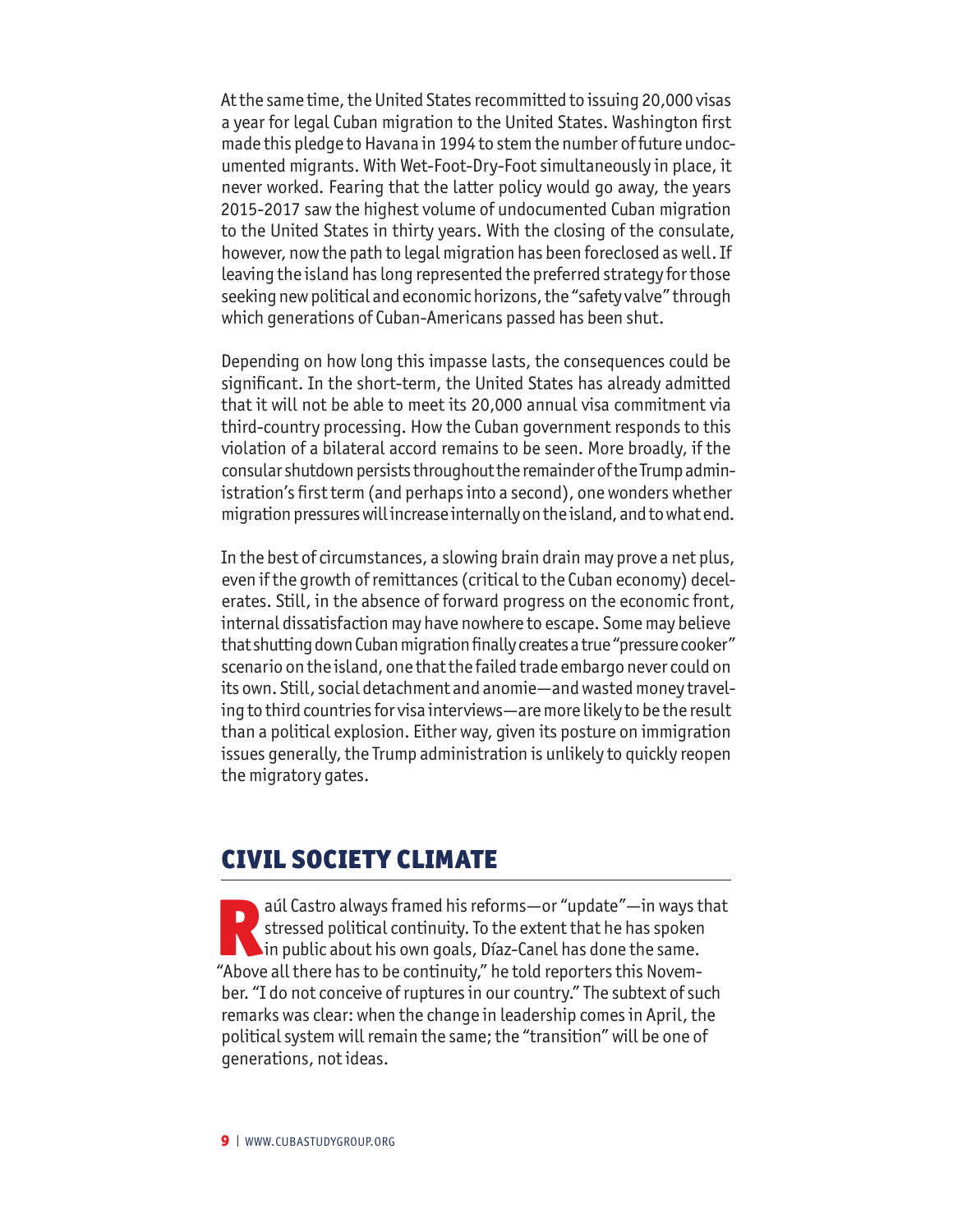At the same time, the United States recommitted to issuing 20,000 visas a year for legal Cuban migration to the United States. Washington first made this pledge to Havana in 1994 to stem the number of future undocumented migrants. With Wet-Foot-Dry-Foot simultaneously in place, it never worked. Fearing that the latter policy would go away, the years 2015-2017 saw the highest volume of undocumented Cuban migration to the United States in thirty years. With the closing of the consulate, however, now the path to legal migration has been foreclosed as well. If leaving the island has long represented the preferred strategy for those seeking new political and economic horizons, the "safety valve" through which generations of Cuban-Americans passed has been shut.

Depending on how long this impasse lasts, the consequences could be significant. In the short-term, the United States has already admitted that it will not be able to meet its 20,000 annual visa commitment via third-country processing. How the Cuban government responds to this violation of a bilateral accord remains to be seen. More broadly, if the consular shutdown persists throughout the remainder of the Trump administration's first term (and perhaps into a second), one wonders whether migration pressures will increase internally on the island, and to what end.

In the best of circumstances, a slowing brain drain may prove a net plus, even if the growth of remittances (critical to the Cuban economy) decelerates. Still, in the absence of forward progress on the economic front, internal dissatisfaction may have nowhere to escape. Some may believe that shutting down Cuban migration finally creates a true "pressure cooker" scenario on the island, one that the failed trade embargo never could on its own. Still, social detachment and anomie—and wasted money traveling to third countries for visa interviews—are more likely to be the result than a political explosion. Either way, given its posture on immigration issues generally, the Trump administration is unlikely to quickly reopen the migratory gates.

## CIVIL SOCIETY CLIMATE

Raúl Castro always framed his reforms—or "update"—in ways that stressed political continuity. To the extent that he has spoken in public about his own goals, Díaz-Canel has done the same. "Above all there has to be continuity," he told reporters this November. "I do not conceive of ruptures in our country." The subtext of such remarks was clear: when the change in leadership comes in April, the political system will remain the same; the "transition" will be one of generations, not ideas.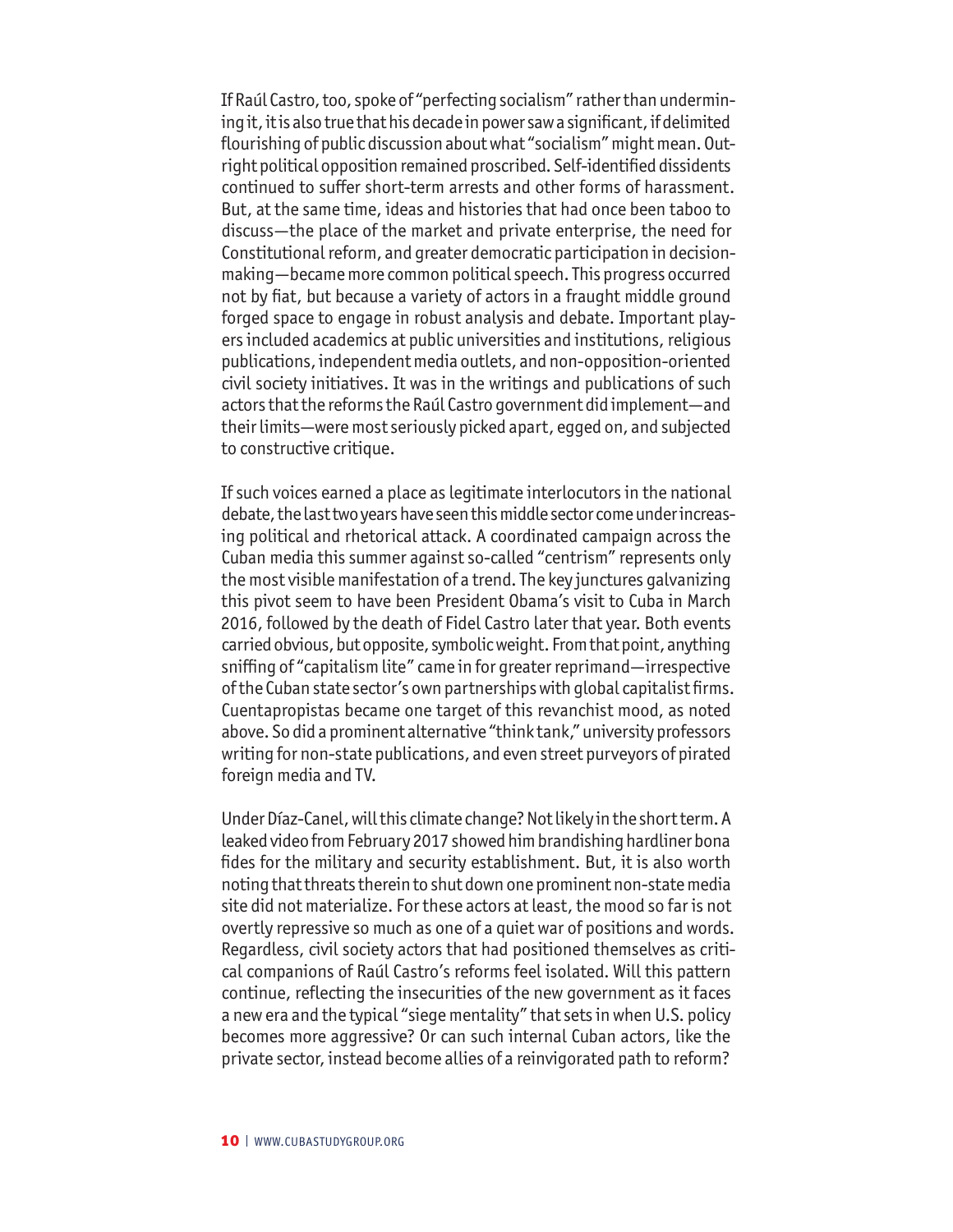If Raúl Castro, too, spoke of "perfecting socialism" rather than undermining it, it is also true that his decade in power saw a significant, if delimited flourishing of public discussion about what "socialism" might mean. Outright political opposition remained proscribed. Self-identified dissidents continued to suffer short-term arrests and other forms of harassment. But, at the same time, ideas and histories that had once been taboo to discuss—the place of the market and private enterprise, the need for Constitutional reform, and greater democratic participation in decision-making—became more common political speech. This progress occurred not by fiat, but because a variety of actors in a fraught middle ground forged space to engage in robust analysis and debate. Important players included academics at public universities and institutions, religious publications, independent media outlets, and non-opposition-oriented civil society initiatives. It was in the writings and publications of such actors that the reforms the Raúl Castro government did implement—and their limits—were most seriously picked apart, egged on, and subjected to constructive critique.

If such voices earned a place as legitimate interlocutors in the national debate, the last two years have seen this middle sector come under increasing political and rhetorical attack. A coordinated campaign across the Cuban media this summer against so-called "centrism" represents only the most visible manifestation of a trend. The key junctures galvanizing this pivot seem to have been President Obama's visit to Cuba in March 2016, followed by the death of Fidel Castro later that year. Both events carried obvious, but opposite, symbolic weight. From that point, anything sniffing of "capitalism lite" came in for greater reprimand—irrespective of the Cuban state sector's own partnerships with global capitalist firms. Cuentapropistas became one target of this revanchist mood, as noted above. So did a prominent alternative "think tank," university professors writing for non-state publications, and even street purveyors of pirated foreign media and TV.

Under Díaz-Canel, will this climate change? Not likely in the short term. A leaked video from February 2017 showed him brandishing hardliner bona fides for the military and security establishment. But, it is also worth noting that threats therein to shut down one prominent non-state media site did not materialize. For these actors at least, the mood so far is not overtly repressive so much as one of a quiet war of positions and words. Regardless, civil society actors that had positioned themselves as critical companions of Raúl Castro's reforms feel isolated. Will this pattern continue, reflecting the insecurities of the new government as it faces a new era and the typical "siege mentality" that sets in when U.S. policy becomes more aggressive? Or can such internal Cuban actors, like the private sector, instead become allies of a reinvigorated path to reform?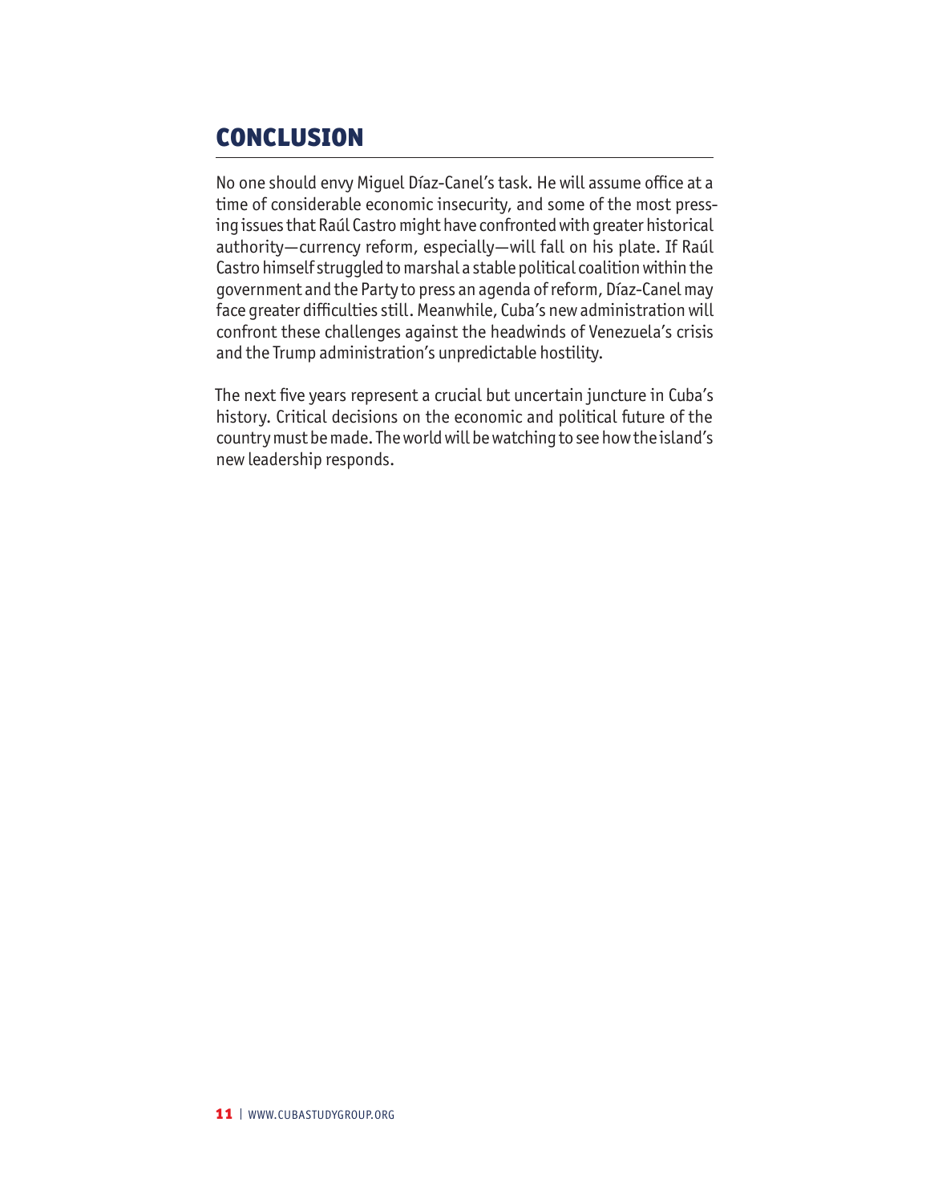## CONCLUSION

No one should envy Miguel Díaz-Canel's task. He will assume office at a time of considerable economic insecurity, and some of the most pressing issues that Raúl Castro might have confronted with greater historical authority—currency reform, especially—will fall on his plate. If Raúl Castro himself struggled to marshal a stable political coalition within the government and the Party to press an agenda of reform, Díaz-Canel may face greater difficulties still. Meanwhile, Cuba's new administration will confront these challenges against the headwinds of Venezuela's crisis and the Trump administration's unpredictable hostility.

The next five years represent a crucial but uncertain juncture in Cuba's history. Critical decisions on the economic and political future of the country must be made. The world will be watching to see how the island's new leadership responds.